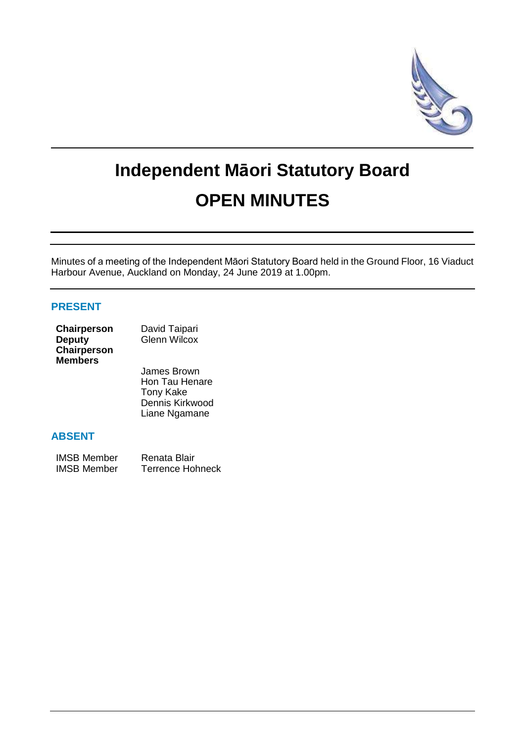# Independent Māori Statutory Board

# OPEN MINUTES

Minutes of a meeting of the Independent Māori Statutory Board held in the Ground Floor, 16 Viaduct Harbour Avenue, Auckland on Monday, 24 June 2019 at 1.00pm.

## PRESENT

| | |
|---|---|
| **Chairperson** | David Taipari |
| **Deputy Chairperson** | Glenn Wilcox |
| **Members** | James Brown |
| | Hon Tau Henare |
| | Tony Kake |
| | Dennis Kirkwood |
| | Liane Ngamane |

## ABSENT

| | |
|---|---|
| IMSB Member | Renata Blair |
| IMSB Member | Terrence Hohneck |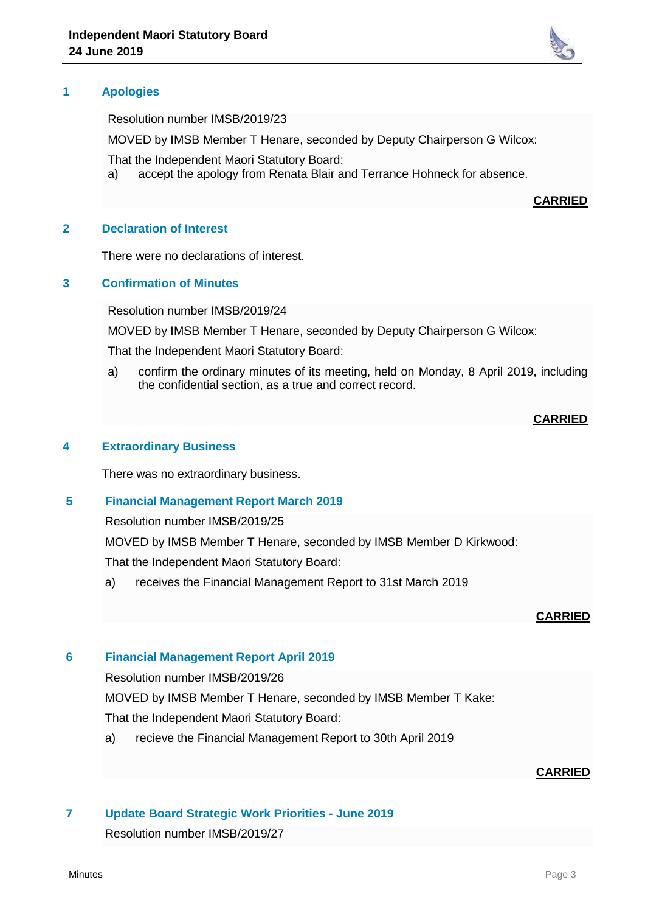## 1 Apologies

Resolution number IMSB/2019/23

MOVED by IMSB Member T Henare, seconded by Deputy Chairperson G Wilcox:

That the Independent Maori Statutory Board:

a) accept the apology from Renata Blair and Terrance Hohneck for absence.

**CARRIED**

## 2 Declaration of Interest

There were no declarations of interest.

## 3 Confirmation of Minutes

Resolution number IMSB/2019/24

MOVED by IMSB Member T Henare, seconded by Deputy Chairperson G Wilcox:

That the Independent Maori Statutory Board:

a) confirm the ordinary minutes of its meeting, held on Monday, 8 April 2019, including the confidential section, as a true and correct record.

**CARRIED**

## 4 Extraordinary Business

There was no extraordinary business.

## 5 Financial Management Report March 2019

Resolution number IMSB/2019/25

MOVED by IMSB Member T Henare, seconded by IMSB Member D Kirkwood:

That the Independent Maori Statutory Board:

a) receives the Financial Management Report to 31st March 2019

**CARRIED**

## 6 Financial Management Report April 2019

Resolution number IMSB/2019/26

MOVED by IMSB Member T Henare, seconded by IMSB Member T Kake:

That the Independent Maori Statutory Board:

a) recieve the Financial Management Report to 30th April 2019

**CARRIED**

## 7 Update Board Strategic Work Priorities - June 2019

Resolution number IMSB/2019/27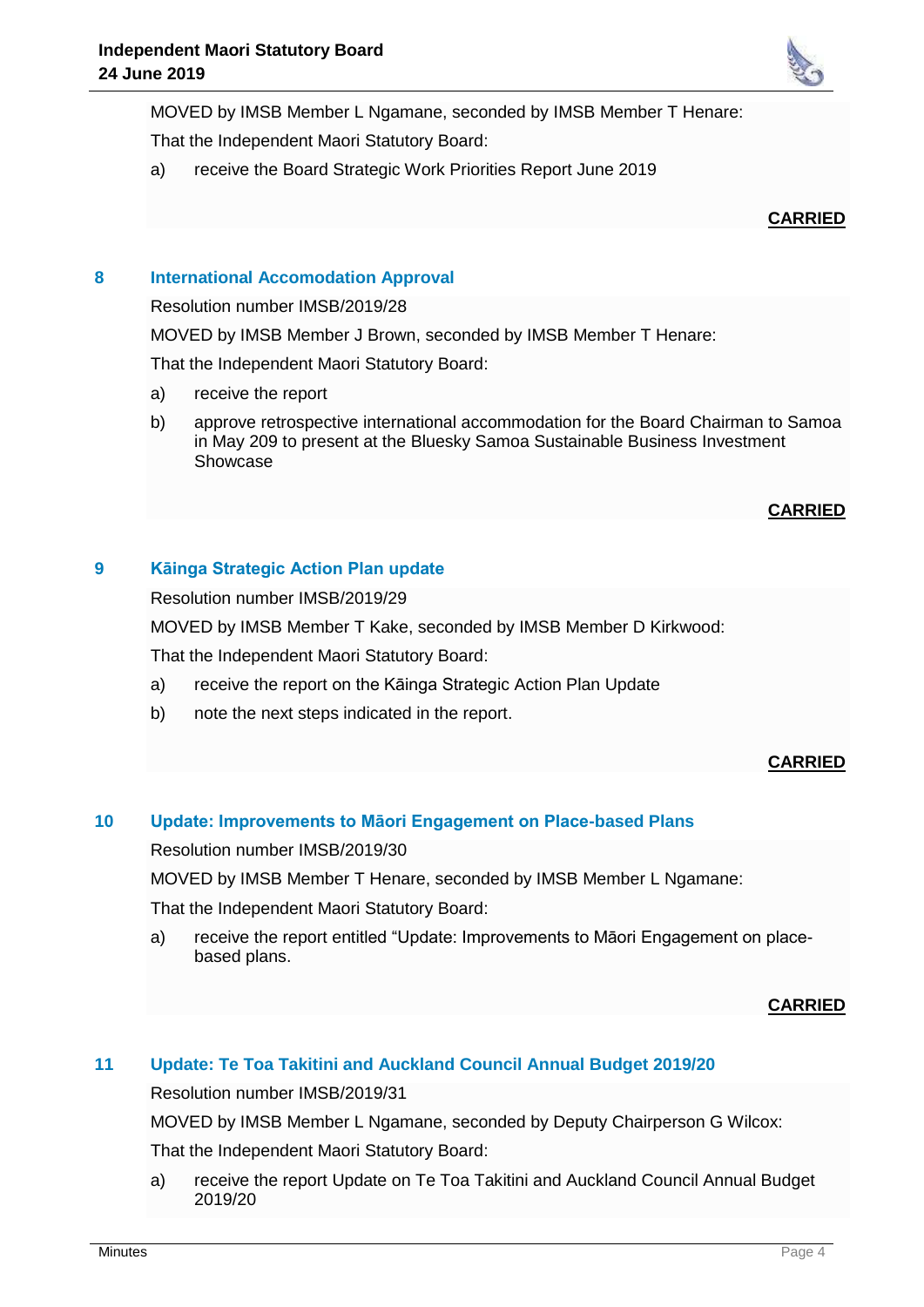MOVED by IMSB Member L Ngamane, seconded by IMSB Member T Henare:

That the Independent Maori Statutory Board:

a) receive the Board Strategic Work Priorities Report June 2019

**CARRIED**

## 8 International Accomodation Approval

Resolution number IMSB/2019/28

MOVED by IMSB Member J Brown, seconded by IMSB Member T Henare:

That the Independent Maori Statutory Board:

a) receive the report

b) approve retrospective international accommodation for the Board Chairman to Samoa in May 209 to present at the Bluesky Samoa Sustainable Business Investment Showcase

**CARRIED**

## 9 Kāinga Strategic Action Plan update

Resolution number IMSB/2019/29

MOVED by IMSB Member T Kake, seconded by IMSB Member D Kirkwood:

That the Independent Maori Statutory Board:

a) receive the report on the Kāinga Strategic Action Plan Update

b) note the next steps indicated in the report.

**CARRIED**

## 10 Update: Improvements to Māori Engagement on Place-based Plans

Resolution number IMSB/2019/30

MOVED by IMSB Member T Henare, seconded by IMSB Member L Ngamane:

That the Independent Maori Statutory Board:

a) receive the report entitled "Update: Improvements to Māori Engagement on place-based plans.

**CARRIED**

## 11 Update: Te Toa Takitini and Auckland Council Annual Budget 2019/20

Resolution number IMSB/2019/31

MOVED by IMSB Member L Ngamane, seconded by Deputy Chairperson G Wilcox:

That the Independent Maori Statutory Board:

a) receive the report Update on Te Toa Takitini and Auckland Council Annual Budget 2019/20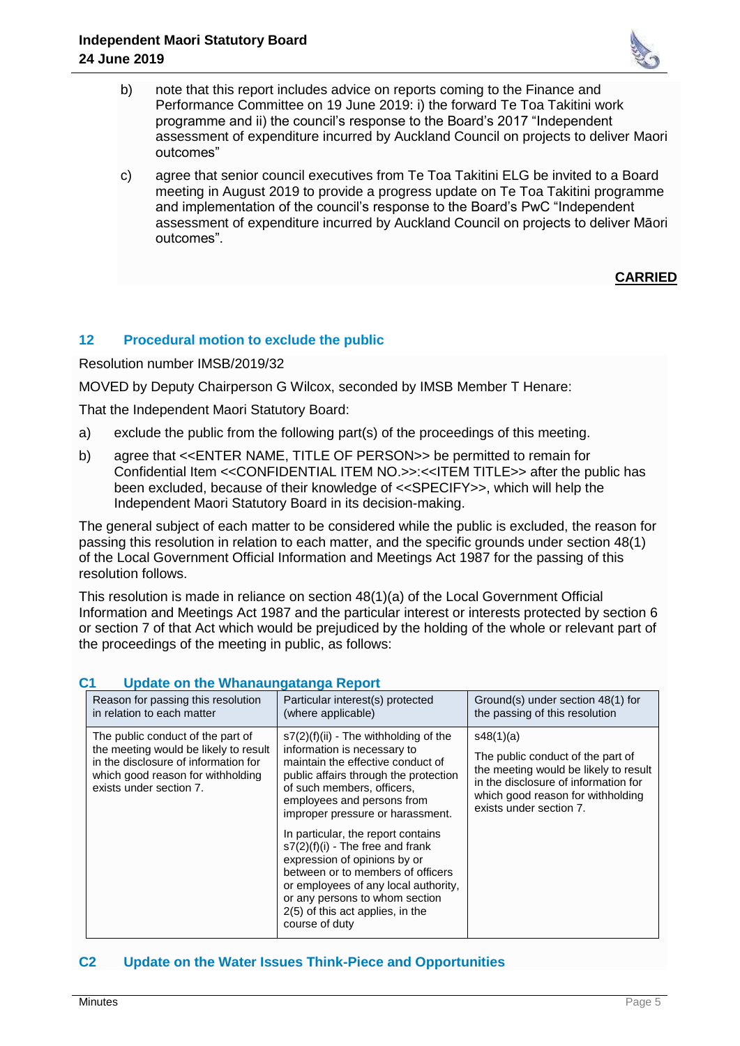b) note that this report includes advice on reports coming to the Finance and Performance Committee on 19 June 2019: i) the forward Te Toa Takitini work programme and ii) the council's response to the Board's 2017 "Independent assessment of expenditure incurred by Auckland Council on projects to deliver Maori outcomes"

c) agree that senior council executives from Te Toa Takitini ELG be invited to a Board meeting in August 2019 to provide a progress update on Te Toa Takitini programme and implementation of the council's response to the Board's PwC "Independent assessment of expenditure incurred by Auckland Council on projects to deliver Māori outcomes".

**CARRIED**

## 12 Procedural motion to exclude the public

Resolution number IMSB/2019/32

MOVED by Deputy Chairperson G Wilcox, seconded by IMSB Member T Henare:

That the Independent Maori Statutory Board:

a) exclude the public from the following part(s) of the proceedings of this meeting.

b) agree that <<ENTER NAME, TITLE OF PERSON>> be permitted to remain for Confidential Item <<CONFIDENTIAL ITEM NO.>>:<<ITEM TITLE>> after the public has been excluded, because of their knowledge of <<SPECIFY>>, which will help the Independent Maori Statutory Board in its decision-making.

The general subject of each matter to be considered while the public is excluded, the reason for passing this resolution in relation to each matter, and the specific grounds under section 48(1) of the Local Government Official Information and Meetings Act 1987 for the passing of this resolution follows.

This resolution is made in reliance on section 48(1)(a) of the Local Government Official Information and Meetings Act 1987 and the particular interest or interests protected by section 6 or section 7 of that Act which would be prejudiced by the holding of the whole or relevant part of the proceedings of the meeting in public, as follows:

### C1 Update on the Whanaungatanga Report

| Reason for passing this resolution in relation to each matter | Particular interest(s) protected (where applicable) | Ground(s) under section 48(1) for the passing of this resolution |
|---|---|---|
| The public conduct of the part of the meeting would be likely to result in the disclosure of information for which good reason for withholding exists under section 7. | s7(2)(f)(ii) - The withholding of the information is necessary to maintain the effective conduct of public affairs through the protection of such members, officers, employees and persons from improper pressure or harassment.<br><br>In particular, the report contains s7(2)(f)(i) - The free and frank expression of opinions by or between or to members of officers or employees of any local authority, or any persons to whom section 2(5) of this act applies, in the course of duty | s48(1)(a)<br><br>The public conduct of the part of the meeting would be likely to result in the disclosure of information for which good reason for withholding exists under section 7. |

### C2 Update on the Water Issues Think-Piece and Opportunities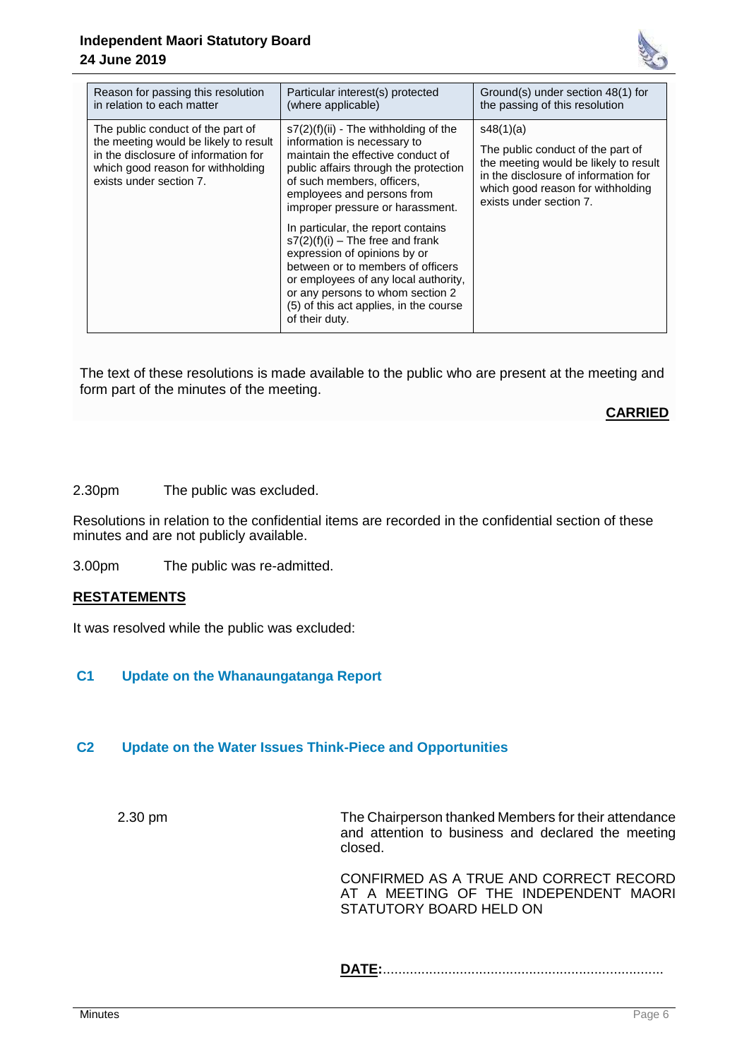| Reason for passing this resolution in relation to each matter | Particular interest(s) protected (where applicable) | Ground(s) under section 48(1) for the passing of this resolution |
| --- | --- | --- |
| The public conduct of the part of the meeting would be likely to result in the disclosure of information for which good reason for withholding exists under section 7. | s7(2)(f)(ii) - The withholding of the information is necessary to maintain the effective conduct of public affairs through the protection of such members, officers, employees and persons from improper pressure or harassment.<br><br>In particular, the report contains s7(2)(f)(i) – The free and frank expression of opinions by or between or to members of officers or employees of any local authority, or any persons to whom section 2 (5) of this act applies, in the course of their duty. | s48(1)(a)<br><br>The public conduct of the part of the meeting would be likely to result in the disclosure of information for which good reason for withholding exists under section 7. |

The text of these resolutions is made available to the public who are present at the meeting and form part of the minutes of the meeting.

**CARRIED**

2.30pm The public was excluded.

Resolutions in relation to the confidential items are recorded in the confidential section of these minutes and are not publicly available.

3.00pm The public was re-admitted.

**RESTATEMENTS**

It was resolved while the public was excluded:

## C1 Update on the Whanaungatanga Report

## C2 Update on the Water Issues Think-Piece and Opportunities

2.30 pm The Chairperson thanked Members for their attendance and attention to business and declared the meeting closed.

CONFIRMED AS A TRUE AND CORRECT RECORD AT A MEETING OF THE INDEPENDENT MAORI STATUTORY BOARD HELD ON

**DATE:**.........................................................................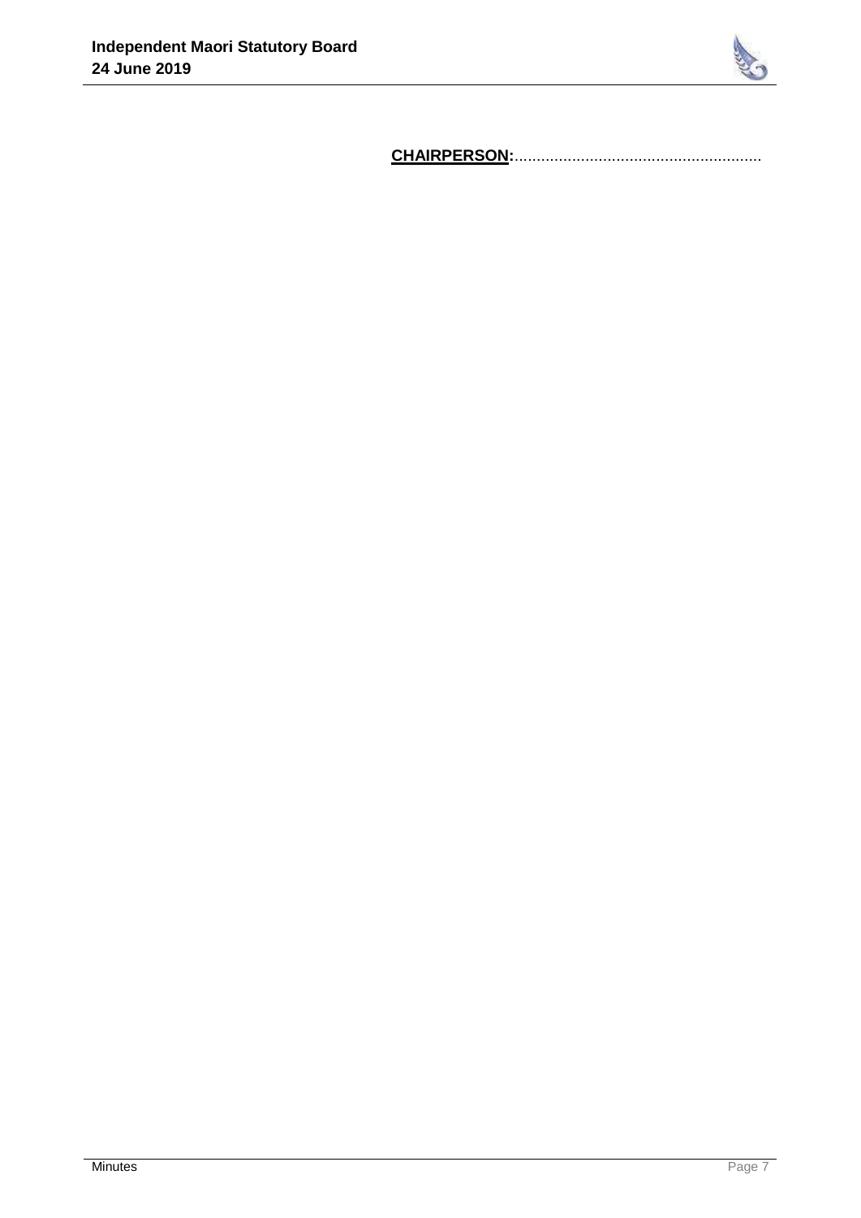**CHAIRPERSON:**........................................................